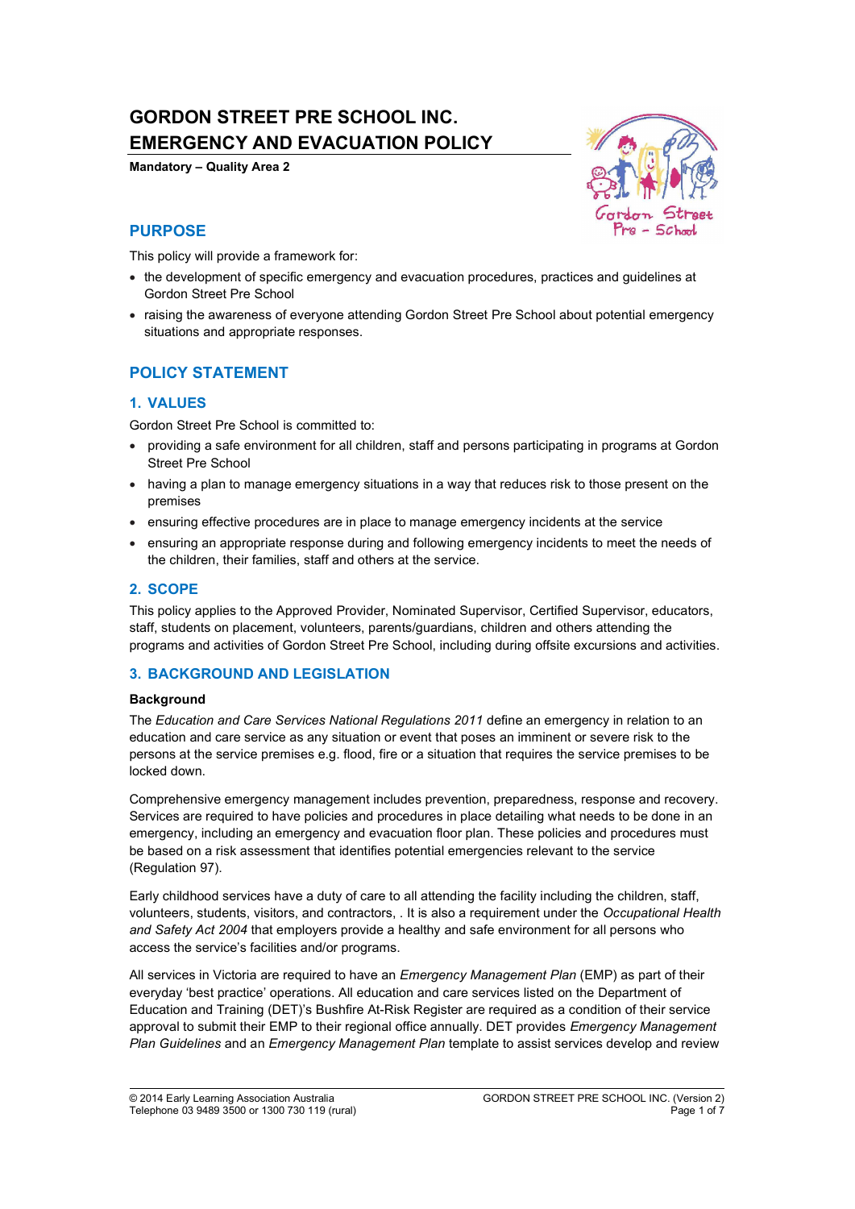# GORDON STREET PRE SCHOOL INC. EMERGENCY AND EVACUATION POLICY

**Mandatory – Quality Area 2**

## PURPOSE

This policy will provide a framework for:

- the development of specific emergency and evacuation procedures, practices and guidelines at Gordon Street Pre School
- raising the awareness of everyone attending Gordon Street Pre School about potential emergency situations and appropriate responses.

## POLICY STATEMENT

### 1. VALUES

Gordon Street Pre School is committed to:

- providing a safe environment for all children, staff and persons participating in programs at Gordon Street Pre School
- having a plan to manage emergency situations in a way that reduces risk to those present on the premises
- ensuring effective procedures are in place to manage emergency incidents at the service
- ensuring an appropriate response during and following emergency incidents to meet the needs of the children, their families, staff and others at the service.

### 2. SCOPE

This policy applies to the Approved Provider, Nominated Supervisor, Certified Supervisor, educators, staff, students on placement, volunteers, parents/guardians, children and others attending the programs and activities of Gordon Street Pre School, including during offsite excursions and activities.

### 3. BACKGROUND AND LEGISLATION

**Background**

The *Education and Care Services National Regulations 2011* define an emergency in relation to an education and care service as any situation or event that poses an imminent or severe risk to the persons at the service premises e.g. flood, fire or a situation that requires the service premises to be locked down.

Comprehensive emergency management includes prevention, preparedness, response and recovery. Services are required to have policies and procedures in place detailing what needs to be done in an emergency, including an emergency and evacuation floor plan. These policies and procedures must be based on a risk assessment that identifies potential emergencies relevant to the service (Regulation 97).

Early childhood services have a duty of care to all attending the facility including the children, staff, volunteers, students, visitors, and contractors, . It is also a requirement under the *Occupational Health and Safety Act 2004* that employers provide a healthy and safe environment for all persons who access the service's facilities and/or programs.

All services in Victoria are required to have an *Emergency Management Plan* (EMP) as part of their everyday 'best practice' operations. All education and care services listed on the Department of Education and Training (DET)'s Bushfire At-Risk Register are required as a condition of their service approval to submit their EMP to their regional office annually. DET provides *Emergency Management Plan Guidelines* and an *Emergency Management Plan* template to assist services develop and review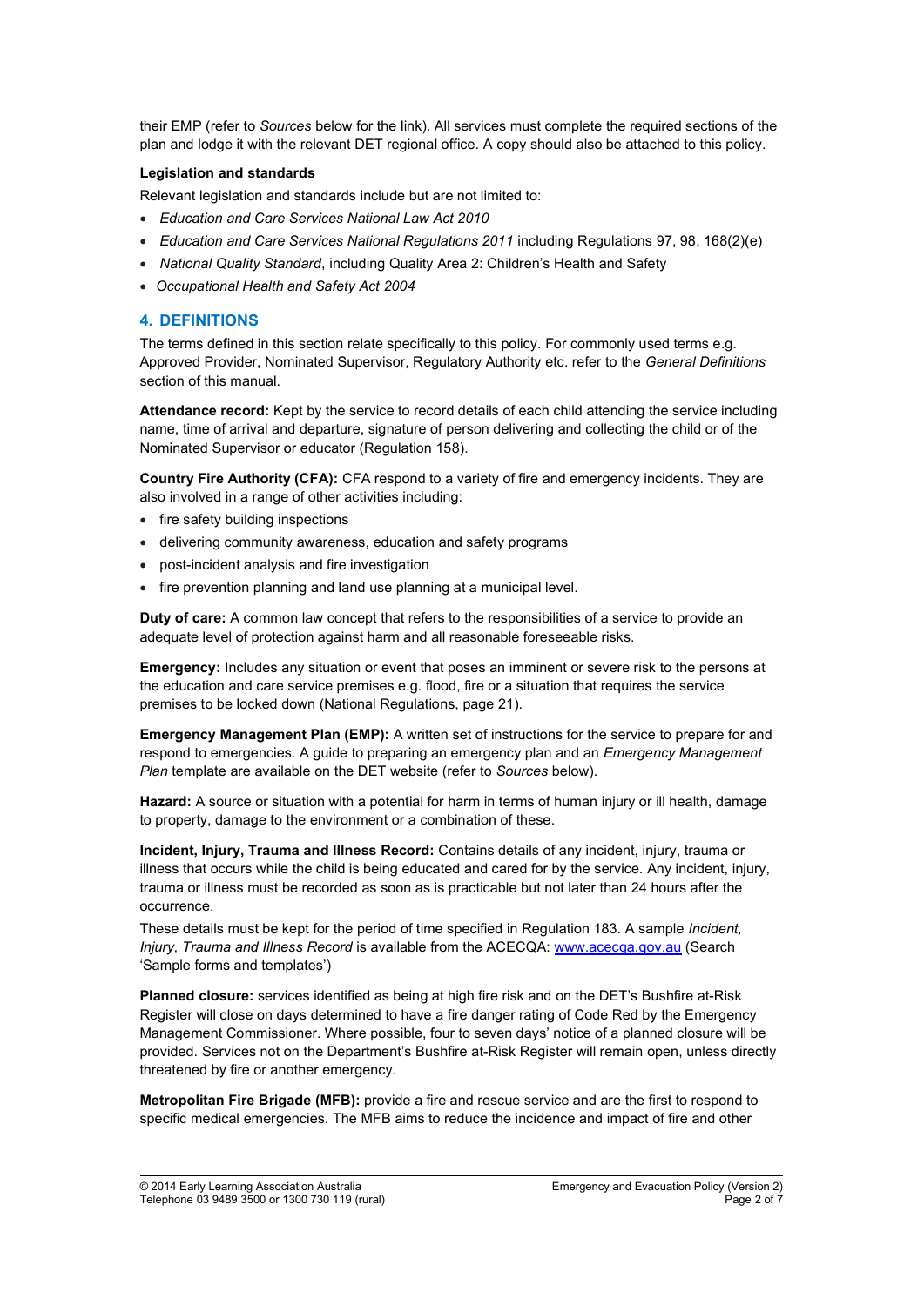their EMP (refer to *Sources* below for the link). All services must complete the required sections of the plan and lodge it with the relevant DET regional office. A copy should also be attached to this policy.

**Legislation and standards**

Relevant legislation and standards include but are not limited to:

- *Education and Care Services National Law Act 2010*
- *Education and Care Services National Regulations 2011* including Regulations 97, 98, 168(2)(e)
- *National Quality Standard*, including Quality Area 2: Children's Health and Safety
- *Occupational Health and Safety Act 2004*

## 4. DEFINITIONS

The terms defined in this section relate specifically to this policy. For commonly used terms e.g. Approved Provider, Nominated Supervisor, Regulatory Authority etc. refer to the *General Definitions* section of this manual.

**Attendance record:** Kept by the service to record details of each child attending the service including name, time of arrival and departure, signature of person delivering and collecting the child or of the Nominated Supervisor or educator (Regulation 158).

**Country Fire Authority (CFA):** CFA respond to a variety of fire and emergency incidents. They are also involved in a range of other activities including:

- fire safety building inspections
- delivering community awareness, education and safety programs
- post-incident analysis and fire investigation
- fire prevention planning and land use planning at a municipal level.

**Duty of care:** A common law concept that refers to the responsibilities of a service to provide an adequate level of protection against harm and all reasonable foreseeable risks.

**Emergency:** Includes any situation or event that poses an imminent or severe risk to the persons at the education and care service premises e.g. flood, fire or a situation that requires the service premises to be locked down (National Regulations, page 21).

**Emergency Management Plan (EMP):** A written set of instructions for the service to prepare for and respond to emergencies. A guide to preparing an emergency plan and an *Emergency Management Plan* template are available on the DET website (refer to *Sources* below).

**Hazard:** A source or situation with a potential for harm in terms of human injury or ill health, damage to property, damage to the environment or a combination of these.

**Incident, Injury, Trauma and Illness Record:** Contains details of any incident, injury, trauma or illness that occurs while the child is being educated and cared for by the service. Any incident, injury, trauma or illness must be recorded as soon as is practicable but not later than 24 hours after the occurrence.

These details must be kept for the period of time specified in Regulation 183. A sample *Incident, Injury, Trauma and Illness Record* is available from the ACECQA: www.acecqa.gov.au (Search 'Sample forms and templates')

**Planned closure:** services identified as being at high fire risk and on the DET's Bushfire at-Risk Register will close on days determined to have a fire danger rating of Code Red by the Emergency Management Commissioner. Where possible, four to seven days' notice of a planned closure will be provided. Services not on the Department's Bushfire at-Risk Register will remain open, unless directly threatened by fire or another emergency.

**Metropolitan Fire Brigade (MFB):** provide a fire and rescue service and are the first to respond to specific medical emergencies. The MFB aims to reduce the incidence and impact of fire and other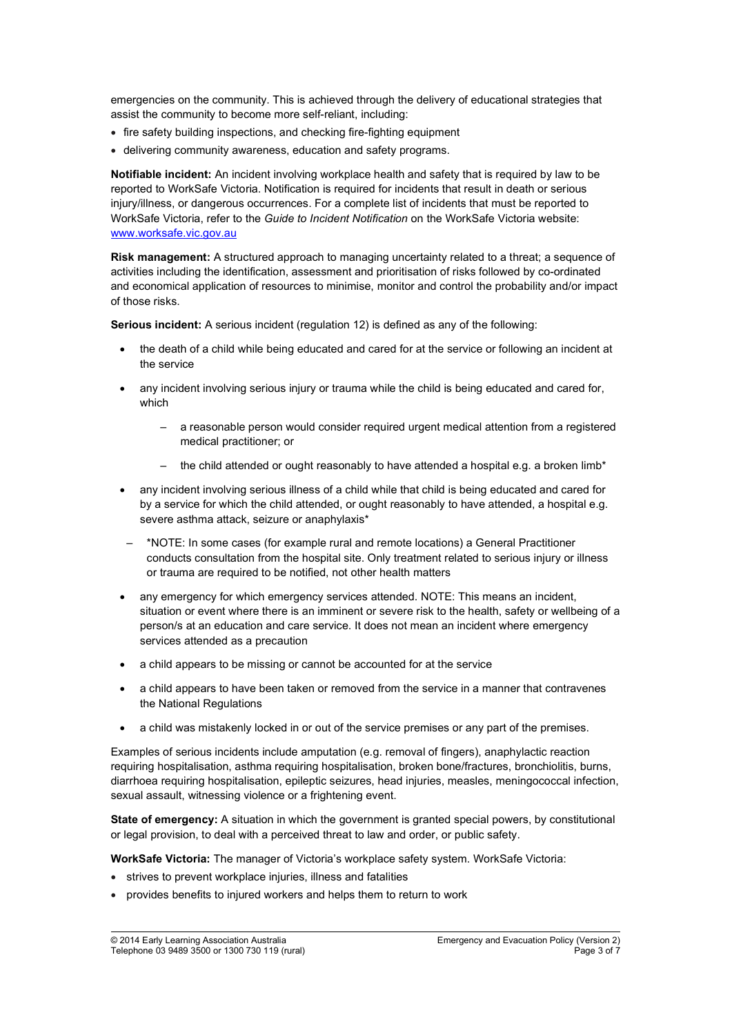emergencies on the community. This is achieved through the delivery of educational strategies that assist the community to become more self-reliant, including:

- fire safety building inspections, and checking fire-fighting equipment
- delivering community awareness, education and safety programs.

**Notifiable incident:** An incident involving workplace health and safety that is required by law to be reported to WorkSafe Victoria. Notification is required for incidents that result in death or serious injury/illness, or dangerous occurrences. For a complete list of incidents that must be reported to WorkSafe Victoria, refer to the *Guide to Incident Notification* on the WorkSafe Victoria website: [www.worksafe.vic.gov.au](http://www.worksafe.vic.gov.au)

**Risk management:** A structured approach to managing uncertainty related to a threat; a sequence of activities including the identification, assessment and prioritisation of risks followed by co-ordinated and economical application of resources to minimise, monitor and control the probability and/or impact of those risks.

**Serious incident:** A serious incident (regulation 12) is defined as any of the following:

- the death of a child while being educated and cared for at the service or following an incident at the service
- any incident involving serious injury or trauma while the child is being educated and cared for, which
  - a reasonable person would consider required urgent medical attention from a registered medical practitioner; or
  - the child attended or ought reasonably to have attended a hospital e.g. a broken limb*
- any incident involving serious illness of a child while that child is being educated and cared for by a service for which the child attended, or ought reasonably to have attended, a hospital e.g. severe asthma attack, seizure or anaphylaxis*
  - *NOTE: In some cases (for example rural and remote locations) a General Practitioner conducts consultation from the hospital site. Only treatment related to serious injury or illness or trauma are required to be notified, not other health matters
- any emergency for which emergency services attended. NOTE: This means an incident, situation or event where there is an imminent or severe risk to the health, safety or wellbeing of a person/s at an education and care service. It does not mean an incident where emergency services attended as a precaution
- a child appears to be missing or cannot be accounted for at the service
- a child appears to have been taken or removed from the service in a manner that contravenes the National Regulations
- a child was mistakenly locked in or out of the service premises or any part of the premises.

Examples of serious incidents include amputation (e.g. removal of fingers), anaphylactic reaction requiring hospitalisation, asthma requiring hospitalisation, broken bone/fractures, bronchiolitis, burns, diarrhoea requiring hospitalisation, epileptic seizures, head injuries, measles, meningococcal infection, sexual assault, witnessing violence or a frightening event.

**State of emergency:** A situation in which the government is granted special powers, by constitutional or legal provision, to deal with a perceived threat to law and order, or public safety.

**WorkSafe Victoria:** The manager of Victoria's workplace safety system. WorkSafe Victoria:

- strives to prevent workplace injuries, illness and fatalities
- provides benefits to injured workers and helps them to return to work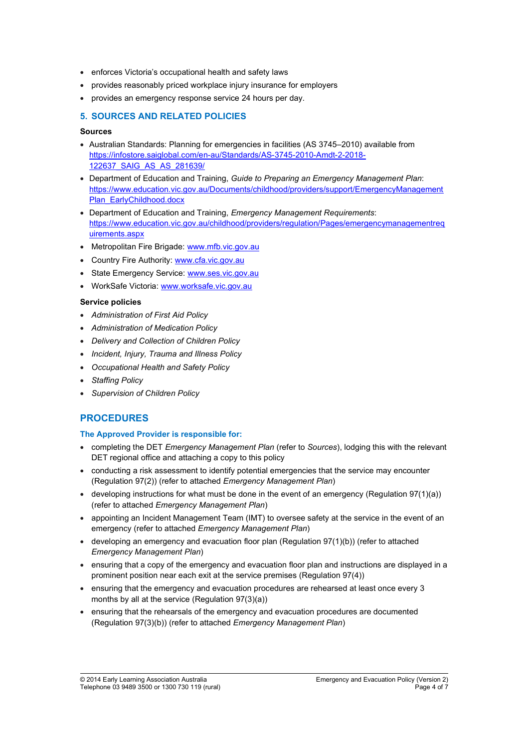- enforces Victoria's occupational health and safety laws
- provides reasonably priced workplace injury insurance for employers
- provides an emergency response service 24 hours per day.

## 5. SOURCES AND RELATED POLICIES

### Sources

- Australian Standards: Planning for emergencies in facilities (AS 3745–2010) available from https://infostore.saiglobal.com/en-au/Standards/AS-3745-2010-Amdt-2-2018-122637_SAIG_AS_AS_281639/
- Department of Education and Training, *Guide to Preparing an Emergency Management Plan*: https://www.education.vic.gov.au/Documents/childhood/providers/support/EmergencyManagementPlan_EarlyChildhood.docx
- Department of Education and Training, *Emergency Management Requirements*: https://www.education.vic.gov.au/childhood/providers/regulation/Pages/emergencymanagementrequirements.aspx
- Metropolitan Fire Brigade: www.mfb.vic.gov.au
- Country Fire Authority: www.cfa.vic.gov.au
- State Emergency Service: www.ses.vic.gov.au
- WorkSafe Victoria: www.worksafe.vic.gov.au

### Service policies

- *Administration of First Aid Policy*
- *Administration of Medication Policy*
- *Delivery and Collection of Children Policy*
- *Incident, Injury, Trauma and Illness Policy*
- *Occupational Health and Safety Policy*
- *Staffing Policy*
- *Supervision of Children Policy*

# PROCEDURES

### The Approved Provider is responsible for:

- completing the DET *Emergency Management Plan* (refer to *Sources*), lodging this with the relevant DET regional office and attaching a copy to this policy
- conducting a risk assessment to identify potential emergencies that the service may encounter (Regulation 97(2)) (refer to attached *Emergency Management Plan*)
- developing instructions for what must be done in the event of an emergency (Regulation 97(1)(a)) (refer to attached *Emergency Management Plan*)
- appointing an Incident Management Team (IMT) to oversee safety at the service in the event of an emergency (refer to attached *Emergency Management Plan*)
- developing an emergency and evacuation floor plan (Regulation 97(1)(b)) (refer to attached *Emergency Management Plan*)
- ensuring that a copy of the emergency and evacuation floor plan and instructions are displayed in a prominent position near each exit at the service premises (Regulation 97(4))
- ensuring that the emergency and evacuation procedures are rehearsed at least once every 3 months by all at the service (Regulation 97(3)(a))
- ensuring that the rehearsals of the emergency and evacuation procedures are documented (Regulation 97(3)(b)) (refer to attached *Emergency Management Plan*)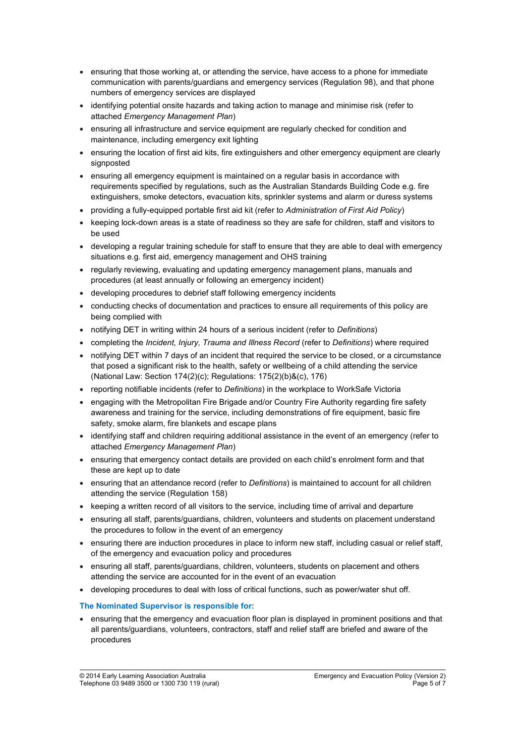- ensuring that those working at, or attending the service, have access to a phone for immediate communication with parents/guardians and emergency services (Regulation 98), and that phone numbers of emergency services are displayed
- identifying potential onsite hazards and taking action to manage and minimise risk (refer to attached *Emergency Management Plan*)
- ensuring all infrastructure and service equipment are regularly checked for condition and maintenance, including emergency exit lighting
- ensuring the location of first aid kits, fire extinguishers and other emergency equipment are clearly signposted
- ensuring all emergency equipment is maintained on a regular basis in accordance with requirements specified by regulations, such as the Australian Standards Building Code e.g. fire extinguishers, smoke detectors, evacuation kits, sprinkler systems and alarm or duress systems
- providing a fully-equipped portable first aid kit (refer to *Administration of First Aid Policy*)
- keeping lock-down areas is a state of readiness so they are safe for children, staff and visitors to be used
- developing a regular training schedule for staff to ensure that they are able to deal with emergency situations e.g. first aid, emergency management and OHS training
- regularly reviewing, evaluating and updating emergency management plans, manuals and procedures (at least annually or following an emergency incident)
- developing procedures to debrief staff following emergency incidents
- conducting checks of documentation and practices to ensure all requirements of this policy are being complied with
- notifying DET in writing within 24 hours of a serious incident (refer to *Definitions*)
- completing the *Incident, Injury, Trauma and Illness Record* (refer to *Definitions*) where required
- notifying DET within 7 days of an incident that required the service to be closed, or a circumstance that posed a significant risk to the health, safety or wellbeing of a child attending the service (National Law: Section 174(2)(c); Regulations: 175(2)(b)&(c), 176)
- reporting notifiable incidents (refer to *Definitions*) in the workplace to WorkSafe Victoria
- engaging with the Metropolitan Fire Brigade and/or Country Fire Authority regarding fire safety awareness and training for the service, including demonstrations of fire equipment, basic fire safety, smoke alarm, fire blankets and escape plans
- identifying staff and children requiring additional assistance in the event of an emergency (refer to attached *Emergency Management Plan*)
- ensuring that emergency contact details are provided on each child's enrolment form and that these are kept up to date
- ensuring that an attendance record (refer to *Definitions*) is maintained to account for all children attending the service (Regulation 158)
- keeping a written record of all visitors to the service, including time of arrival and departure
- ensuring all staff, parents/guardians, children, volunteers and students on placement understand the procedures to follow in the event of an emergency
- ensuring there are induction procedures in place to inform new staff, including casual or relief staff, of the emergency and evacuation policy and procedures
- ensuring all staff, parents/guardians, children, volunteers, students on placement and others attending the service are accounted for in the event of an evacuation
- developing procedures to deal with loss of critical functions, such as power/water shut off.

**The Nominated Supervisor is responsible for:**

- ensuring that the emergency and evacuation floor plan is displayed in prominent positions and that all parents/guardians, volunteers, contractors, staff and relief staff are briefed and aware of the procedures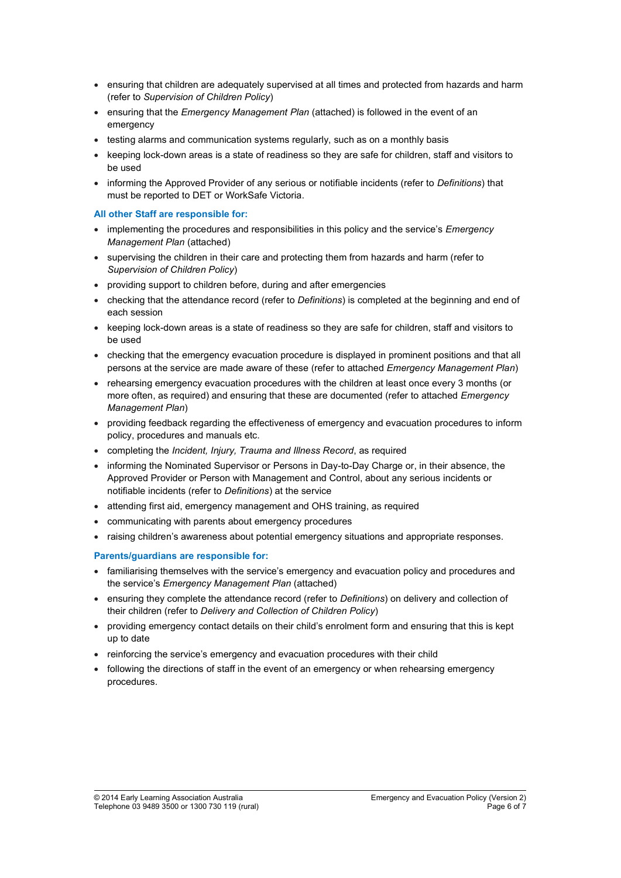- ensuring that children are adequately supervised at all times and protected from hazards and harm (refer to *Supervision of Children Policy*)
- ensuring that the *Emergency Management Plan* (attached) is followed in the event of an emergency
- testing alarms and communication systems regularly, such as on a monthly basis
- keeping lock-down areas is a state of readiness so they are safe for children, staff and visitors to be used
- informing the Approved Provider of any serious or notifiable incidents (refer to *Definitions*) that must be reported to DET or WorkSafe Victoria.

**All other Staff are responsible for:**

- implementing the procedures and responsibilities in this policy and the service's *Emergency Management Plan* (attached)
- supervising the children in their care and protecting them from hazards and harm (refer to *Supervision of Children Policy*)
- providing support to children before, during and after emergencies
- checking that the attendance record (refer to *Definitions*) is completed at the beginning and end of each session
- keeping lock-down areas is a state of readiness so they are safe for children, staff and visitors to be used
- checking that the emergency evacuation procedure is displayed in prominent positions and that all persons at the service are made aware of these (refer to attached *Emergency Management Plan*)
- rehearsing emergency evacuation procedures with the children at least once every 3 months (or more often, as required) and ensuring that these are documented (refer to attached *Emergency Management Plan*)
- providing feedback regarding the effectiveness of emergency and evacuation procedures to inform policy, procedures and manuals etc.
- completing the *Incident, Injury, Trauma and Illness Record*, as required
- informing the Nominated Supervisor or Persons in Day-to-Day Charge or, in their absence, the Approved Provider or Person with Management and Control, about any serious incidents or notifiable incidents (refer to *Definitions*) at the service
- attending first aid, emergency management and OHS training, as required
- communicating with parents about emergency procedures
- raising children's awareness about potential emergency situations and appropriate responses.

**Parents/guardians are responsible for:**

- familiarising themselves with the service's emergency and evacuation policy and procedures and the service's *Emergency Management Plan* (attached)
- ensuring they complete the attendance record (refer to *Definitions*) on delivery and collection of their children (refer to *Delivery and Collection of Children Policy*)
- providing emergency contact details on their child's enrolment form and ensuring that this is kept up to date
- reinforcing the service's emergency and evacuation procedures with their child
- following the directions of staff in the event of an emergency or when rehearsing emergency procedures.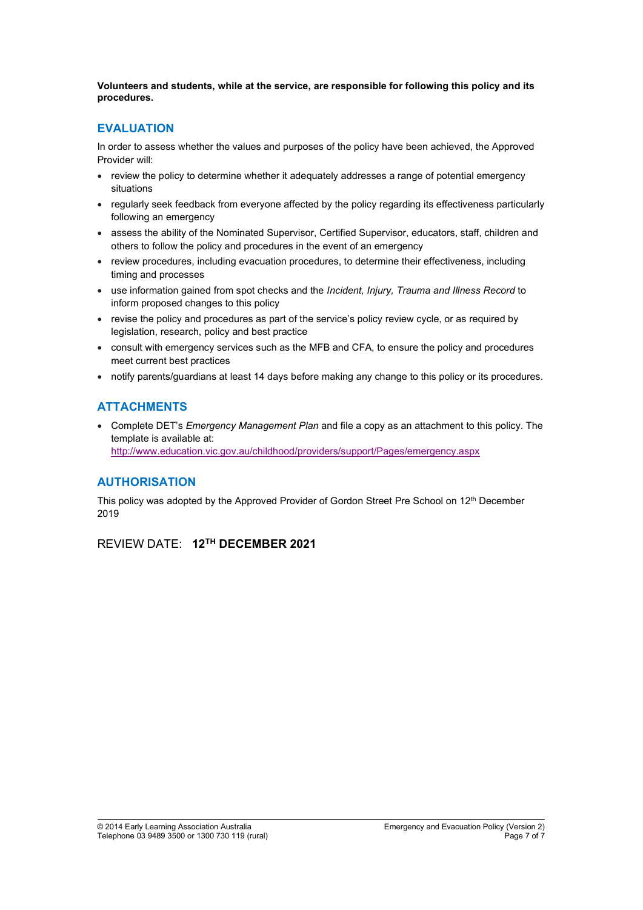**Volunteers and students, while at the service, are responsible for following this policy and its procedures.**

## EVALUATION

In order to assess whether the values and purposes of the policy have been achieved, the Approved Provider will:

- review the policy to determine whether it adequately addresses a range of potential emergency situations
- regularly seek feedback from everyone affected by the policy regarding its effectiveness particularly following an emergency
- assess the ability of the Nominated Supervisor, Certified Supervisor, educators, staff, children and others to follow the policy and procedures in the event of an emergency
- review procedures, including evacuation procedures, to determine their effectiveness, including timing and processes
- use information gained from spot checks and the *Incident, Injury, Trauma and Illness Record* to inform proposed changes to this policy
- revise the policy and procedures as part of the service's policy review cycle, or as required by legislation, research, policy and best practice
- consult with emergency services such as the MFB and CFA, to ensure the policy and procedures meet current best practices
- notify parents/guardians at least 14 days before making any change to this policy or its procedures.

## ATTACHMENTS

- Complete DET's *Emergency Management Plan* and file a copy as an attachment to this policy. The template is available at: http://www.education.vic.gov.au/childhood/providers/support/Pages/emergency.aspx

## AUTHORISATION

This policy was adopted by the Approved Provider of Gordon Street Pre School on 12th December 2019

REVIEW DATE: **12TH DECEMBER 2021**